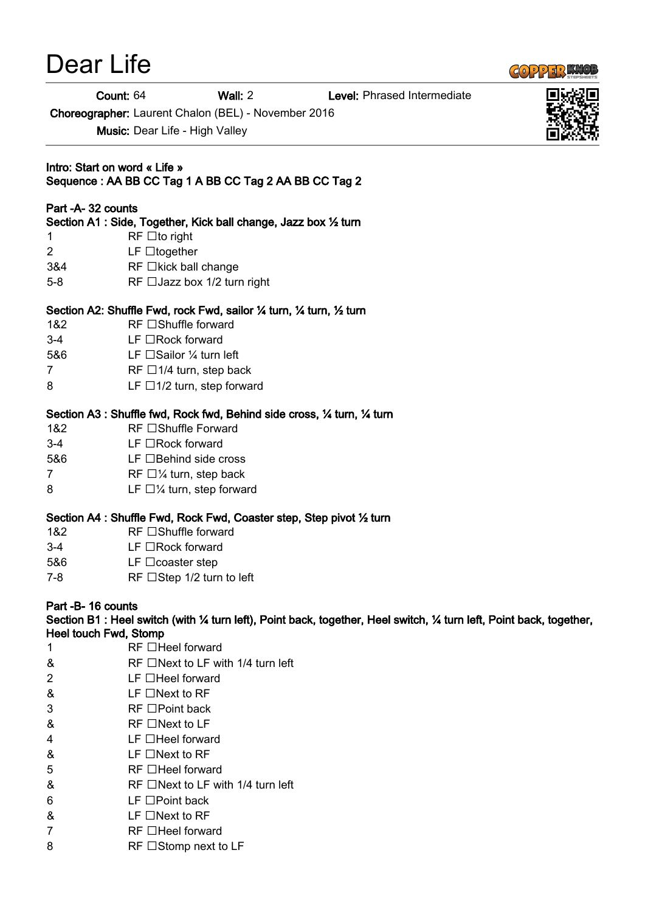# Dear Life

**Count:** 64 **Wall:** 2 **Level:** Phrased Intermediate

**Choreographer:** Laurent Chalon (BEL) - November 2016

**Music:** Dear Life - High Valley

**Intro: Start on word « Life »**
**Sequence : AA BB CC Tag 1 A BB CC Tag 2 AA BB CC Tag 2**

**Part -A- 32 counts**

**Section A1 : Side, Together, Kick ball change, Jazz box ½ turn**

| | |
|---|---|
| 1 | RF □to right |
| 2 | LF □together |
| 3&4 | RF □kick ball change |
| 5-8 | RF □Jazz box 1/2 turn right |

**Section A2: Shuffle Fwd, rock Fwd, sailor ¼ turn, ¼ turn, ½ turn**

| | |
|---|---|
| 1&2 | RF □Shuffle forward |
| 3-4 | LF □Rock forward |
| 5&6 | LF □Sailor ¼ turn left |
| 7 | RF □1/4 turn, step back |
| 8 | LF □1/2 turn, step forward |

**Section A3 : Shuffle fwd, Rock fwd, Behind side cross, ¼ turn, ¼ turn**

| | |
|---|---|
| 1&2 | RF □Shuffle Forward |
| 3-4 | LF □Rock forward |
| 5&6 | LF □Behind side cross |
| 7 | RF □¼ turn, step back |
| 8 | LF □¼ turn, step forward |

**Section A4 : Shuffle Fwd, Rock Fwd, Coaster step, Step pivot ½ turn**

| | |
|---|---|
| 1&2 | RF □Shuffle forward |
| 3-4 | LF □Rock forward |
| 5&6 | LF □coaster step |
| 7-8 | RF □Step 1/2 turn to left |

**Part -B- 16 counts**

**Section B1 : Heel switch (with ¼ turn left), Point back, together, Heel switch, ¼ turn left, Point back, together, Heel touch Fwd, Stomp**

| | |
|---|---|
| 1 | RF □Heel forward |
| & | RF □Next to LF with 1/4 turn left |
| 2 | LF □Heel forward |
| & | LF □Next to RF |
| 3 | RF □Point back |
| & | RF □Next to LF |
| 4 | LF □Heel forward |
| & | LF □Next to RF |
| 5 | RF □Heel forward |
| & | RF □Next to LF with 1/4 turn left |
| 6 | LF □Point back |
| & | LF □Next to RF |
| 7 | RF □Heel forward |
| 8 | RF □Stomp next to LF |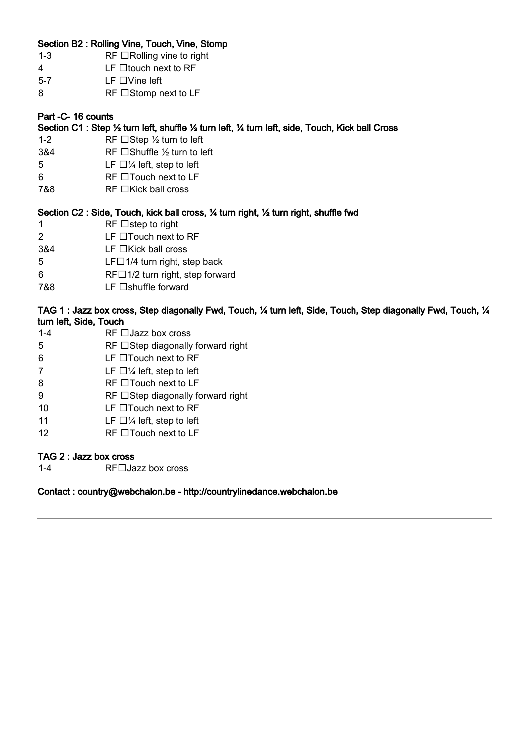**Section B2 : Rolling Vine, Touch, Vine, Stomp**

| | |
|---|---|
| 1-3 | RF □Rolling vine to right |
| 4 | LF □touch next to RF |
| 5-7 | LF □Vine left |
| 8 | RF □Stomp next to LF |

**Part -C- 16 counts**

**Section C1 : Step ½ turn left, shuffle ½ turn left, ¼ turn left, side, Touch, Kick ball Cross**

| | |
|---|---|
| 1-2 | RF □Step ½ turn to left |
| 3&4 | RF □Shuffle ½ turn to left |
| 5 | LF □¼ left, step to left |
| 6 | RF □Touch next to LF |
| 7&8 | RF □Kick ball cross |

**Section C2 : Side, Touch, kick ball cross, ¼ turn right, ½ turn right, shuffle fwd**

| | |
|---|---|
| 1 | RF □step to right |
| 2 | LF □Touch next to RF |
| 3&4 | LF □Kick ball cross |
| 5 | LF□1/4 turn right, step back |
| 6 | RF□1/2 turn right, step forward |
| 7&8 | LF □shuffle forward |

**TAG 1 : Jazz box cross, Step diagonally Fwd, Touch, ¼ turn left, Side, Touch, Step diagonally Fwd, Touch, ¼ turn left, Side, Touch**

| | |
|---|---|
| 1-4 | RF □Jazz box cross |
| 5 | RF □Step diagonally forward right |
| 6 | LF □Touch next to RF |
| 7 | LF □¼ left, step to left |
| 8 | RF □Touch next to LF |
| 9 | RF □Step diagonally forward right |
| 10 | LF □Touch next to RF |
| 11 | LF □¼ left, step to left |
| 12 | RF □Touch next to LF |

**TAG 2 : Jazz box cross**

| | |
|---|---|
| 1-4 | RF□Jazz box cross |

**Contact : country@webchalon.be - http://countrylinedance.webchalon.be**